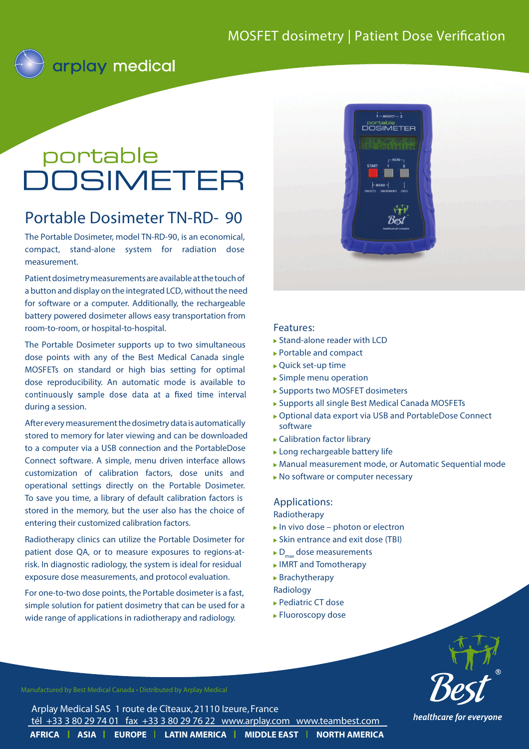MOSFET dosimetry | Patient Dose Verification

arplay medical

# portable DOSIMETER

## Portable Dosimeter TN-RD- 90

The Portable Dosimeter, model TN-RD-90, is an economical, compact, stand-alone system for radiation dose measurement.

Patient dosimetry measurements are available at the touch of a button and display on the integrated LCD, without the need for software or a computer. Additionally, the rechargeable battery powered dosimeter allows easy transportation from room-to-room, or hospital-to-hospital.

The Portable Dosimeter supports up to two simultaneous dose points with any of the Best Medical Canada single MOSFETs on standard or high bias setting for optimal dose reproducibility. An automatic mode is available to continuously sample dose data at a fixed time interval during a session.

After every measurement the dosimetry data is automatically stored to memory for later viewing and can be downloaded to a computer via a USB connection and the PortableDose Connect software. A simple, menu driven interface allows customization of calibration factors, dose units and operational settings directly on the Portable Dosimeter. To save you time, a library of default calibration factors is stored in the memory, but the user also has the choice of entering their customized calibration factors.

Radiotherapy clinics can utilize the Portable Dosimeter for patient dose QA, or to measure exposures to regions-at-risk. In diagnostic radiology, the system is ideal for residual exposure dose measurements, and protocol evaluation.

For one-to-two dose points, the Portable dosimeter is a fast, simple solution for patient dosimetry that can be used for a wide range of applications in radiotherapy and radiology.

### Features:

- Stand-alone reader with LCD
- Portable and compact
- Quick set-up time
- Simple menu operation
- Supports two MOSFET dosimeters
- Supports all single Best Medical Canada MOSFETs
- Optional data export via USB and PortableDose Connect software
- Calibration factor library
- Long rechargeable battery life
- Manual measurement mode, or Automatic Sequential mode
- No software or computer necessary

### Applications:

Radiotherapy

- In vivo dose – photon or electron
- Skin entrance and exit dose (TBI)
- $D_{max}$ dose measurements
- IMRT and Tomotherapy
- Brachytherapy

Radiology

- Pediatric CT dose
- Fluoroscopy dose

Manufactured by Best Medical Canada • Distributed by Arplay Medical

Arplay Medical SAS 1 route de Cîteaux, 21110 Izeure, France
tél +33 3 80 29 74 01 fax +33 3 80 29 76 22 www.arplay.com www.teambest.com

**AFRICA | ASIA | EUROPE | LATIN AMERICA | MIDDLE EAST | NORTH AMERICA**

Best® *healthcare for everyone*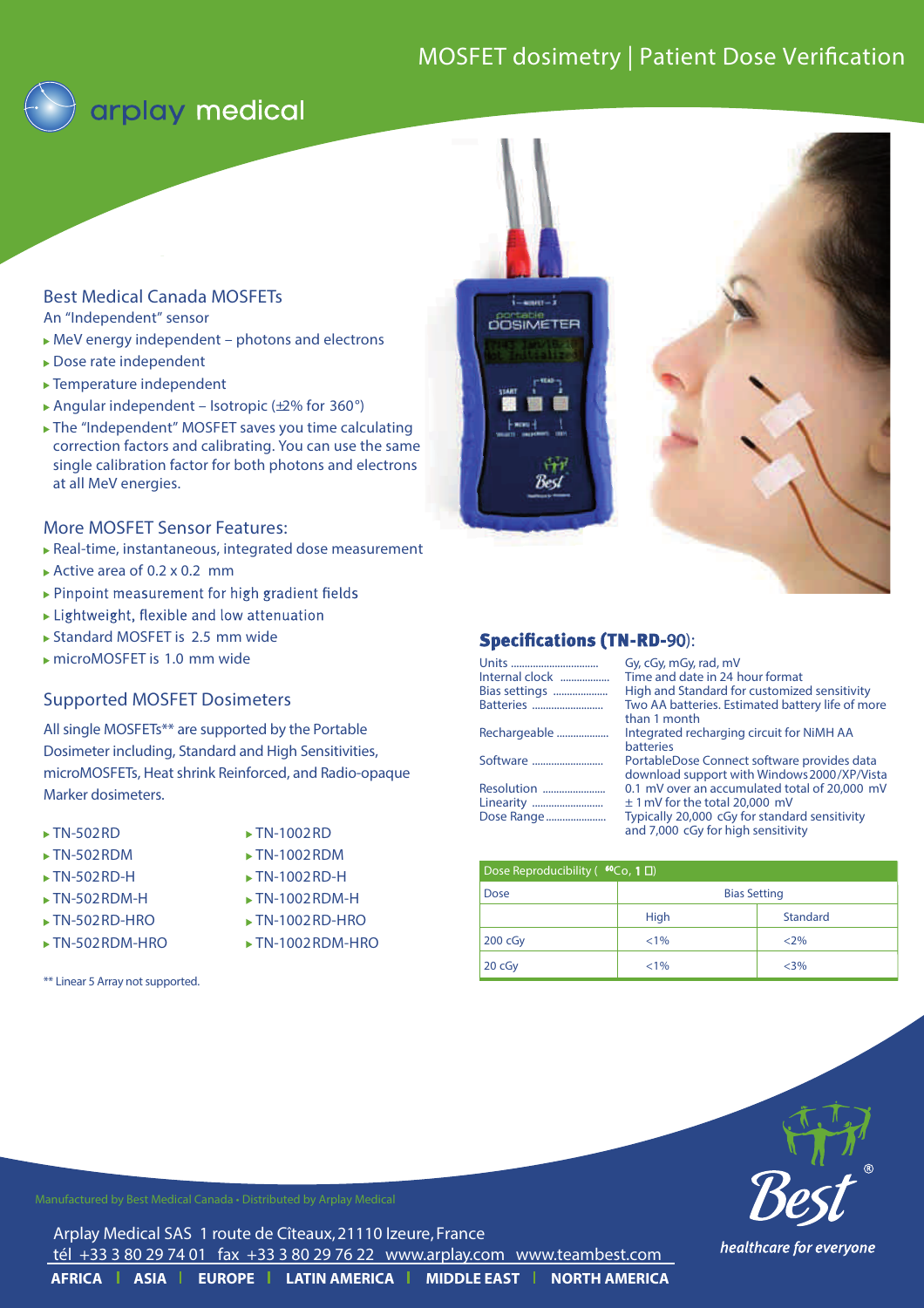# MOSFET dosimetry | Patient Dose Verification

arplay medical

## Best Medical Canada MOSFETs

An "Independent" sensor

- MeV energy independent – photons and electrons
- Dose rate independent
- Temperature independent
- Angular independent – Isotropic (±2% for 360°)
- The "Independent" MOSFET saves you time calculating correction factors and calibrating. You can use the same single calibration factor for both photons and electrons at all MeV energies.

## More MOSFET Sensor Features:

- Real-time, instantaneous, integrated dose measurement
- Active area of 0.2 x 0.2 mm
- Pinpoint measurement for high gradient fields
- Lightweight, flexible and low attenuation
- Standard MOSFET is 2.5 mm wide
- microMOSFET is 1.0 mm wide

## Supported MOSFET Dosimeters

All single MOSFETs** are supported by the Portable Dosimeter including, Standard and High Sensitivities, microMOSFETs, Heat shrink Reinforced, and Radio-opaque Marker dosimeters.

- TN-502RD
- TN-502RDM
- TN-502RD-H
- TN-502RDM-H
- TN-502RD-HRO
- TN-502RDM-HRO
- TN-1002RD
- TN-1002RDM
- TN-1002RD-H
- TN-1002RDM-H
- TN-1002RD-HRO
- TN-1002RDM-HRO

** Linear 5 Array not supported.

## Specifications (TN-RD-90):

| | |
|---|---|
| Units | Gy, cGy, mGy, rad, mV |
| Internal clock | Time and date in 24 hour format |
| Bias settings | High and Standard for customized sensitivity |
| Batteries | Two AA batteries. Estimated battery life of more than 1 month |
| Rechargeable | Integrated recharging circuit for NiMH AA batteries |
| Software | PortableDose Connect software provides data download support with Windows 2000/XP/Vista |
| Resolution | 0.1 mV over an accumulated total of 20,000 mV |
| Linearity | ± 1 mV for the total 20,000 mV |
| Dose Range | Typically 20,000 cGy for standard sensitivity and 7,000 cGy for high sensitivity |

| Dose Reproducibility ( $^{60}Co$, 1 σ) | | |
|---|---|---|
| Dose | Bias Setting | |
| | High | Standard |
| 200 cGy | <1% | <2% |
| 20 cGy | <1% | <3% |

Manufactured by Best Medical Canada • Distributed by Arplay Medical

Arplay Medical SAS 1 route de Cîteaux, 21110 Izeure, France
tél +33 3 80 29 74 01 fax +33 3 80 29 76 22 www.arplay.com www.teambest.com

AFRICA | ASIA | EUROPE | LATIN AMERICA | MIDDLE EAST | NORTH AMERICA

Best® healthcare for everyone